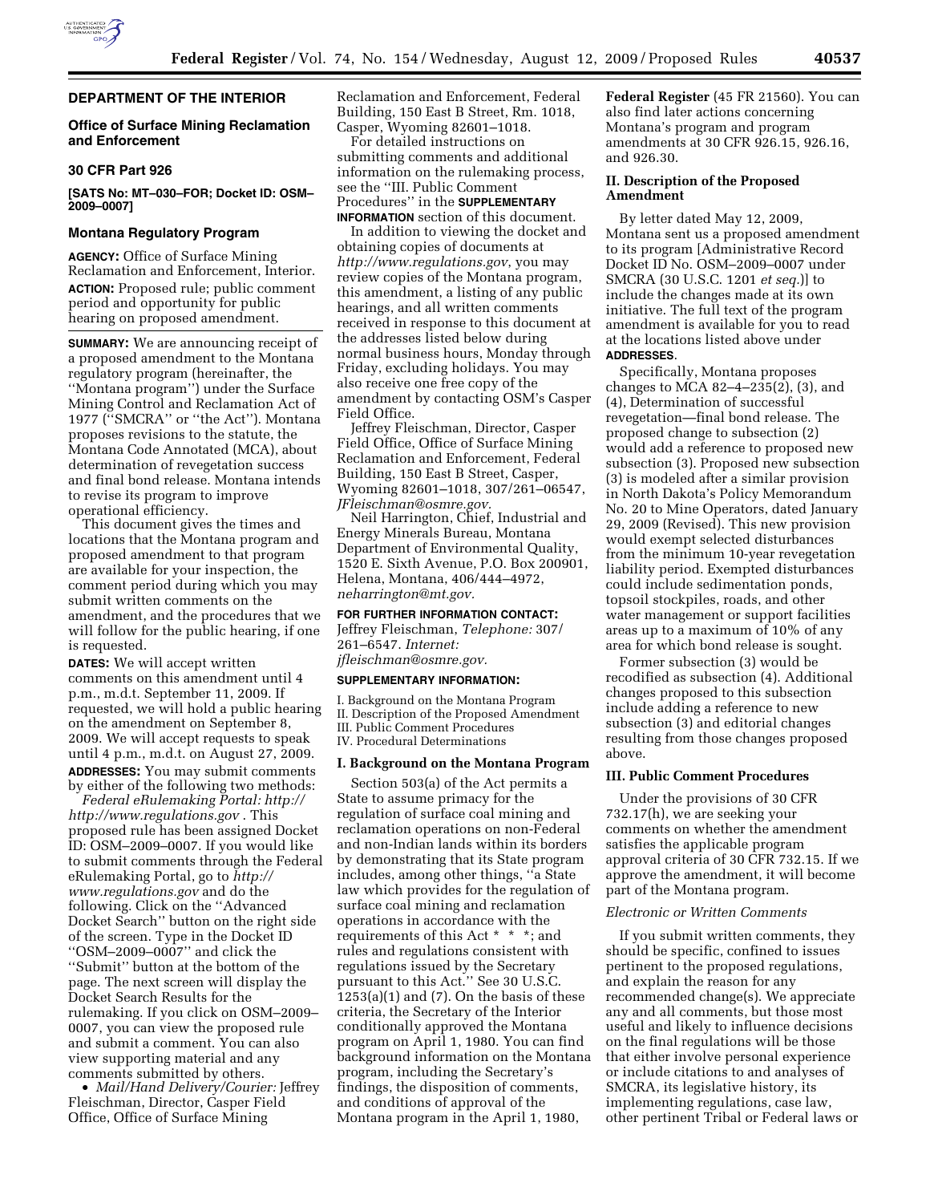## DEPARTMENT OF THE INTERIOR

### Office of Surface Mining Reclamation and Enforcement

### 30 CFR Part 926

**[SATS No: MT–030–FOR; Docket ID: OSM–2009–0007]**

### Montana Regulatory Program

**AGENCY:** Office of Surface Mining Reclamation and Enforcement, Interior.

**ACTION:** Proposed rule; public comment period and opportunity for public hearing on proposed amendment.

**SUMMARY:** We are announcing receipt of a proposed amendment to the Montana regulatory program (hereinafter, the ''Montana program'') under the Surface Mining Control and Reclamation Act of 1977 (''SMCRA'' or ''the Act''). Montana proposes revisions to the statute, the Montana Code Annotated (MCA), about determination of revegetation success and final bond release. Montana intends to revise its program to improve operational efficiency.

This document gives the times and locations that the Montana program and proposed amendment to that program are available for your inspection, the comment period during which you may submit written comments on the amendment, and the procedures that we will follow for the public hearing, if one is requested.

**DATES:** We will accept written comments on this amendment until 4 p.m., m.d.t. September 11, 2009. If requested, we will hold a public hearing on the amendment on September 8, 2009. We will accept requests to speak until 4 p.m., m.d.t. on August 27, 2009.

**ADDRESSES:** You may submit comments by either of the following two methods:

*Federal eRulemaking Portal: http:// http://www.regulations.gov* . This proposed rule has been assigned Docket ID: OSM–2009–0007. If you would like to submit comments through the Federal eRulemaking Portal, go to *http:// www.regulations.gov* and do the following. Click on the ''Advanced Docket Search'' button on the right side of the screen. Type in the Docket ID ''OSM–2009–0007'' and click the ''Submit'' button at the bottom of the page. The next screen will display the Docket Search Results for the rulemaking. If you click on OSM–2009–0007, you can view the proposed rule and submit a comment. You can also view supporting material and any comments submitted by others.

- *Mail/Hand Delivery/Courier:* Jeffrey Fleischman, Director, Casper Field Office, Office of Surface Mining Reclamation and Enforcement, Federal Building, 150 East B Street, Rm. 1018, Casper, Wyoming 82601–1018.

For detailed instructions on submitting comments and additional information on the rulemaking process, see the ''III. Public Comment Procedures'' in the **SUPPLEMENTARY INFORMATION** section of this document.

In addition to viewing the docket and obtaining copies of documents at *http://www.regulations.gov*, you may review copies of the Montana program, this amendment, a listing of any public hearings, and all written comments received in response to this document at the addresses listed below during normal business hours, Monday through Friday, excluding holidays. You may also receive one free copy of the amendment by contacting OSM's Casper Field Office.

Jeffrey Fleischman, Director, Casper Field Office, Office of Surface Mining Reclamation and Enforcement, Federal Building, 150 East B Street, Casper, Wyoming 82601–1018, 307/261–06547, *JFleischman@osmre.gov.*

Neil Harrington, Chief, Industrial and Energy Minerals Bureau, Montana Department of Environmental Quality, 1520 E. Sixth Avenue, P.O. Box 200901, Helena, Montana, 406/444–4972, *neharrington@mt.gov.*

**FOR FURTHER INFORMATION CONTACT:** Jeffrey Fleischman, *Telephone:* 307/ 261–6547. *Internet: jfleischman@osmre.gov.*

**SUPPLEMENTARY INFORMATION:**

I. Background on the Montana Program
II. Description of the Proposed Amendment
III. Public Comment Procedures
IV. Procedural Determinations

### I. Background on the Montana Program

Section 503(a) of the Act permits a State to assume primacy for the regulation of surface coal mining and reclamation operations on non-Federal and non-Indian lands within its borders by demonstrating that its State program includes, among other things, ''a State law which provides for the regulation of surface coal mining and reclamation operations in accordance with the requirements of this Act * * *; and rules and regulations consistent with regulations issued by the Secretary pursuant to this Act.'' See 30 U.S.C. 1253(a)(1) and (7). On the basis of these criteria, the Secretary of the Interior conditionally approved the Montana program on April 1, 1980. You can find background information on the Montana program, including the Secretary's findings, the disposition of comments, and conditions of approval of the Montana program in the April 1, 1980, **Federal Register** (45 FR 21560). You can also find later actions concerning Montana's program and program amendments at 30 CFR 926.15, 926.16, and 926.30.

### II. Description of the Proposed Amendment

By letter dated May 12, 2009, Montana sent us a proposed amendment to its program [Administrative Record Docket ID No. OSM–2009–0007 under SMCRA (30 U.S.C. 1201 *et seq.*)] to include the changes made at its own initiative. The full text of the program amendment is available for you to read at the locations listed above under **ADDRESSES**.

Specifically, Montana proposes changes to MCA 82–4–235(2), (3), and (4), Determination of successful revegetation—final bond release. The proposed change to subsection (2) would add a reference to proposed new subsection (3). Proposed new subsection (3) is modeled after a similar provision in North Dakota's Policy Memorandum No. 20 to Mine Operators, dated January 29, 2009 (Revised). This new provision would exempt selected disturbances from the minimum 10-year revegetation liability period. Exempted disturbances could include sedimentation ponds, topsoil stockpiles, roads, and other water management or support facilities areas up to a maximum of 10% of any area for which bond release is sought.

Former subsection (3) would be recodified as subsection (4). Additional changes proposed to this subsection include adding a reference to new subsection (3) and editorial changes resulting from those changes proposed above.

### III. Public Comment Procedures

Under the provisions of 30 CFR 732.17(h), we are seeking your comments on whether the amendment satisfies the applicable program approval criteria of 30 CFR 732.15. If we approve the amendment, it will become part of the Montana program.

#### *Electronic or Written Comments*

If you submit written comments, they should be specific, confined to issues pertinent to the proposed regulations, and explain the reason for any recommended change(s). We appreciate any and all comments, but those most useful and likely to influence decisions on the final regulations will be those that either involve personal experience or include citations to and analyses of SMCRA, its legislative history, its implementing regulations, case law, other pertinent Tribal or Federal laws or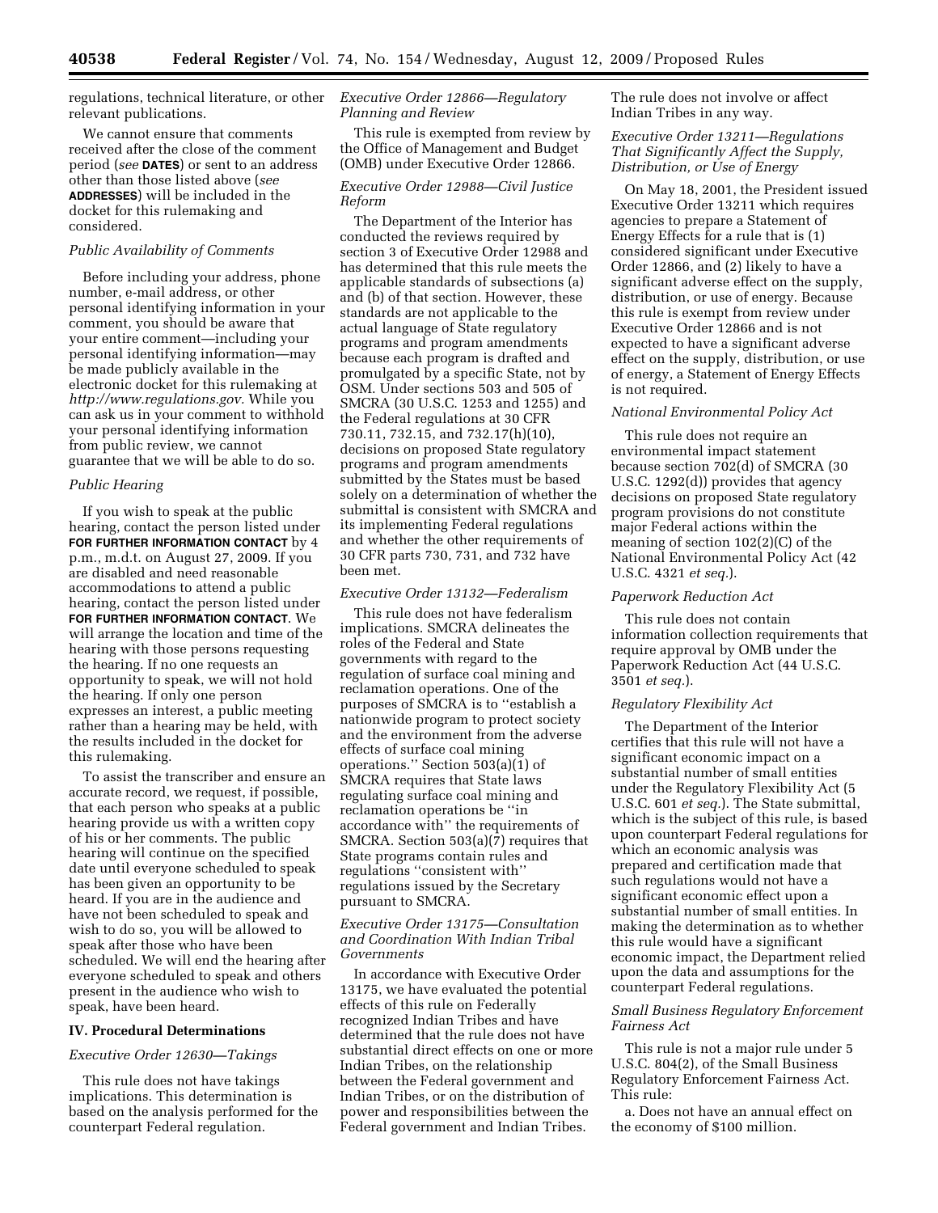regulations, technical literature, or other relevant publications.

We cannot ensure that comments received after the close of the comment period (*see* **DATES**) or sent to an address other than those listed above (*see* **ADDRESSES**) will be included in the docket for this rulemaking and considered.

*Public Availability of Comments*

Before including your address, phone number, e-mail address, or other personal identifying information in your comment, you should be aware that your entire comment—including your personal identifying information—may be made publicly available in the electronic docket for this rulemaking at *http://www.regulations.gov*. While you can ask us in your comment to withhold your personal identifying information from public review, we cannot guarantee that we will be able to do so.

*Public Hearing*

If you wish to speak at the public hearing, contact the person listed under **FOR FURTHER INFORMATION CONTACT** by 4 p.m., m.d.t. on August 27, 2009. If you are disabled and need reasonable accommodations to attend a public hearing, contact the person listed under **FOR FURTHER INFORMATION CONTACT**. We will arrange the location and time of the hearing with those persons requesting the hearing. If no one requests an opportunity to speak, we will not hold the hearing. If only one person expresses an interest, a public meeting rather than a hearing may be held, with the results included in the docket for this rulemaking.

To assist the transcriber and ensure an accurate record, we request, if possible, that each person who speaks at a public hearing provide us with a written copy of his or her comments. The public hearing will continue on the specified date until everyone scheduled to speak has been given an opportunity to be heard. If you are in the audience and have not been scheduled to speak and wish to do so, you will be allowed to speak after those who have been scheduled. We will end the hearing after everyone scheduled to speak and others present in the audience who wish to speak, have been heard.

## IV. Procedural Determinations

*Executive Order 12630—Takings*

This rule does not have takings implications. This determination is based on the analysis performed for the counterpart Federal regulation.

*Executive Order 12866—Regulatory Planning and Review*

This rule is exempted from review by the Office of Management and Budget (OMB) under Executive Order 12866.

*Executive Order 12988—Civil Justice Reform*

The Department of the Interior has conducted the reviews required by section 3 of Executive Order 12988 and has determined that this rule meets the applicable standards of subsections (a) and (b) of that section. However, these standards are not applicable to the actual language of State regulatory programs and program amendments because each program is drafted and promulgated by a specific State, not by OSM. Under sections 503 and 505 of SMCRA (30 U.S.C. 1253 and 1255) and the Federal regulations at 30 CFR 730.11, 732.15, and 732.17(h)(10), decisions on proposed State regulatory programs and program amendments submitted by the States must be based solely on a determination of whether the submittal is consistent with SMCRA and its implementing Federal regulations and whether the other requirements of 30 CFR parts 730, 731, and 732 have been met.

*Executive Order 13132—Federalism*

This rule does not have federalism implications. SMCRA delineates the roles of the Federal and State governments with regard to the regulation of surface coal mining and reclamation operations. One of the purposes of SMCRA is to "establish a nationwide program to protect society and the environment from the adverse effects of surface coal mining operations." Section 503(a)(1) of SMCRA requires that State laws regulating surface coal mining and reclamation operations be "in accordance with" the requirements of SMCRA. Section 503(a)(7) requires that State programs contain rules and regulations "consistent with" regulations issued by the Secretary pursuant to SMCRA.

*Executive Order 13175—Consultation and Coordination With Indian Tribal Governments*

In accordance with Executive Order 13175, we have evaluated the potential effects of this rule on Federally recognized Indian Tribes and have determined that the rule does not have substantial direct effects on one or more Indian Tribes, on the relationship between the Federal government and Indian Tribes, or on the distribution of power and responsibilities between the Federal government and Indian Tribes. The rule does not involve or affect Indian Tribes in any way.

*Executive Order 13211—Regulations That Significantly Affect the Supply, Distribution, or Use of Energy*

On May 18, 2001, the President issued Executive Order 13211 which requires agencies to prepare a Statement of Energy Effects for a rule that is (1) considered significant under Executive Order 12866, and (2) likely to have a significant adverse effect on the supply, distribution, or use of energy. Because this rule is exempt from review under Executive Order 12866 and is not expected to have a significant adverse effect on the supply, distribution, or use of energy, a Statement of Energy Effects is not required.

*National Environmental Policy Act*

This rule does not require an environmental impact statement because section 702(d) of SMCRA (30 U.S.C. 1292(d)) provides that agency decisions on proposed State regulatory program provisions do not constitute major Federal actions within the meaning of section 102(2)(C) of the National Environmental Policy Act (42 U.S.C. 4321 *et seq.*).

*Paperwork Reduction Act*

This rule does not contain information collection requirements that require approval by OMB under the Paperwork Reduction Act (44 U.S.C. 3501 *et seq.*).

*Regulatory Flexibility Act*

The Department of the Interior certifies that this rule will not have a significant economic impact on a substantial number of small entities under the Regulatory Flexibility Act (5 U.S.C. 601 *et seq.*). The State submittal, which is the subject of this rule, is based upon counterpart Federal regulations for which an economic analysis was prepared and certification made that such regulations would not have a significant economic effect upon a substantial number of small entities. In making the determination as to whether this rule would have a significant economic impact, the Department relied upon the data and assumptions for the counterpart Federal regulations.

*Small Business Regulatory Enforcement Fairness Act*

This rule is not a major rule under 5 U.S.C. 804(2), of the Small Business Regulatory Enforcement Fairness Act. This rule:

a. Does not have an annual effect on the economy of $100 million.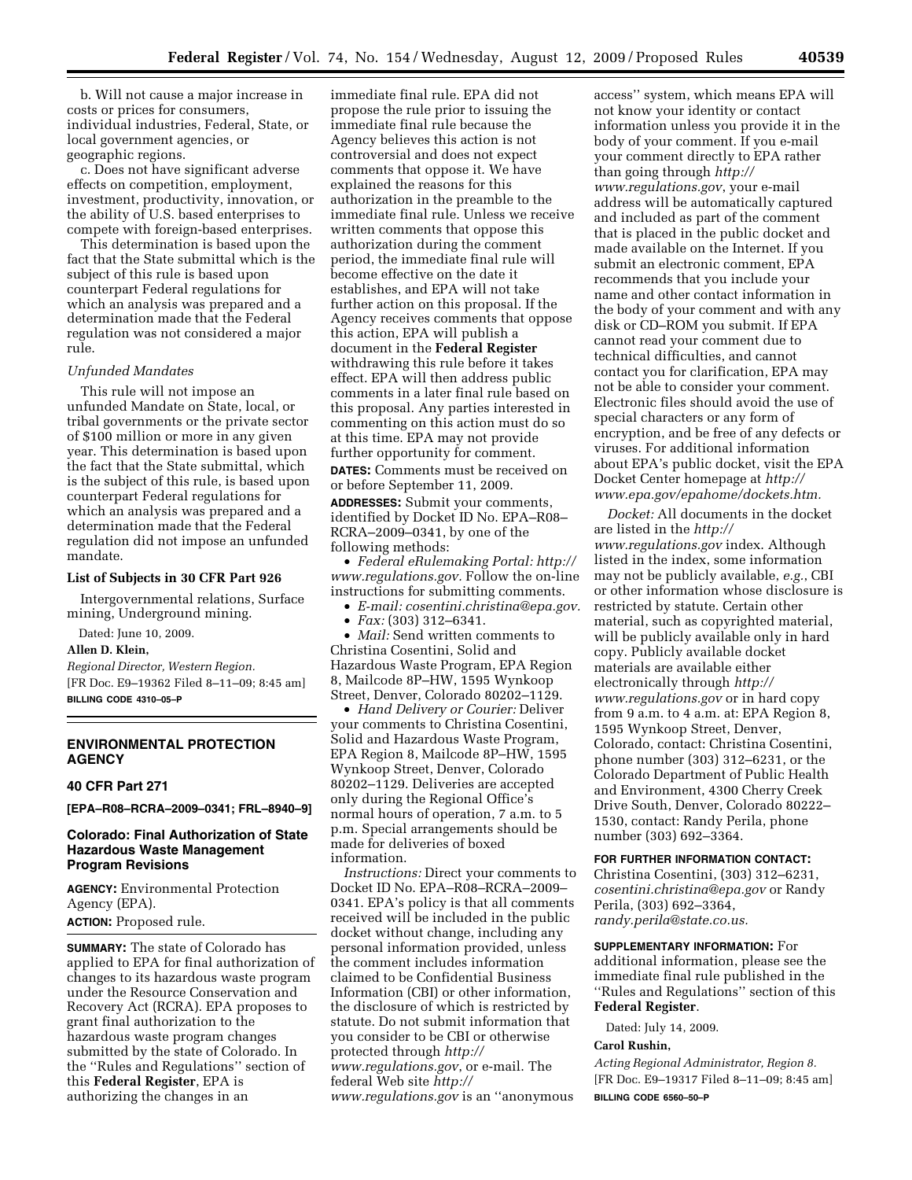b. Will not cause a major increase in costs or prices for consumers, individual industries, Federal, State, or local government agencies, or geographic regions.

c. Does not have significant adverse effects on competition, employment, investment, productivity, innovation, or the ability of U.S. based enterprises to compete with foreign-based enterprises.

This determination is based upon the fact that the State submittal which is the subject of this rule is based upon counterpart Federal regulations for which an analysis was prepared and a determination made that the Federal regulation was not considered a major rule.

*Unfunded Mandates*

This rule will not impose an unfunded Mandate on State, local, or tribal governments or the private sector of $100 million or more in any given year. This determination is based upon the fact that the State submittal, which is the subject of this rule, is based upon counterpart Federal regulations for which an analysis was prepared and a determination made that the Federal regulation did not impose an unfunded mandate.

**List of Subjects in 30 CFR Part 926**

Intergovernmental relations, Surface mining, Underground mining.

Dated: June 10, 2009.

**Allen D. Klein,**

*Regional Director, Western Region.*

[FR Doc. E9–19362 Filed 8–11–09; 8:45 am]

**BILLING CODE 4310–05–P**

## ENVIRONMENTAL PROTECTION AGENCY

### 40 CFR Part 271

**[EPA–R08–RCRA–2009–0341; FRL–8940–9]**

### Colorado: Final Authorization of State Hazardous Waste Management Program Revisions

**AGENCY:** Environmental Protection Agency (EPA).

**ACTION:** Proposed rule.

**SUMMARY:** The state of Colorado has applied to EPA for final authorization of changes to its hazardous waste program under the Resource Conservation and Recovery Act (RCRA). EPA proposes to grant final authorization to the hazardous waste program changes submitted by the state of Colorado. In the ''Rules and Regulations'' section of this **Federal Register**, EPA is authorizing the changes in an immediate final rule. EPA did not propose the rule prior to issuing the immediate final rule because the Agency believes this action is not controversial and does not expect comments that oppose it. We have explained the reasons for this authorization in the preamble to the immediate final rule. Unless we receive written comments that oppose this authorization during the comment period, the immediate final rule will become effective on the date it establishes, and EPA will not take further action on this proposal. If the Agency receives comments that oppose this action, EPA will publish a document in the **Federal Register** withdrawing this rule before it takes effect. EPA will then address public comments in a later final rule based on this proposal. Any parties interested in commenting on this action must do so at this time. EPA may not provide further opportunity for comment.

**DATES:** Comments must be received on or before September 11, 2009.

**ADDRESSES:** Submit your comments, identified by Docket ID No. EPA–R08–RCRA–2009–0341, by one of the following methods:

- *Federal eRulemaking Portal: http://www.regulations.gov.* Follow the on-line instructions for submitting comments.
- *E-mail: cosentini.christina@epa.gov.*
- *Fax:* (303) 312–6341.
- *Mail:* Send written comments to Christina Cosentini, Solid and Hazardous Waste Program, EPA Region 8, Mailcode 8P–HW, 1595 Wynkoop Street, Denver, Colorado 80202–1129.
- *Hand Delivery or Courier:* Deliver your comments to Christina Cosentini, Solid and Hazardous Waste Program, EPA Region 8, Mailcode 8P–HW, 1595 Wynkoop Street, Denver, Colorado 80202–1129. Deliveries are accepted only during the Regional Office's normal hours of operation, 7 a.m. to 5 p.m. Special arrangements should be made for deliveries of boxed information.

*Instructions:* Direct your comments to Docket ID No. EPA–R08–RCRA–2009–0341. EPA's policy is that all comments received will be included in the public docket without change, including any personal information provided, unless the comment includes information claimed to be Confidential Business Information (CBI) or other information, the disclosure of which is restricted by statute. Do not submit information that you consider to be CBI or otherwise protected through *http://www.regulations.gov*, or e-mail. The federal Web site *http://www.regulations.gov* is an ''anonymous access'' system, which means EPA will not know your identity or contact information unless you provide it in the body of your comment. If you e-mail your comment directly to EPA rather than going through *http://www.regulations.gov*, your e-mail address will be automatically captured and included as part of the comment that is placed in the public docket and made available on the Internet. If you submit an electronic comment, EPA recommends that you include your name and other contact information in the body of your comment and with any disk or CD–ROM you submit. If EPA cannot read your comment due to technical difficulties, and cannot contact you for clarification, EPA may not be able to consider your comment. Electronic files should avoid the use of special characters or any form of encryption, and be free of any defects or viruses. For additional information about EPA's public docket, visit the EPA Docket Center homepage at *http://www.epa.gov/epahome/dockets.htm.*

*Docket:* All documents in the docket are listed in the *http://www.regulations.gov* index. Although listed in the index, some information may not be publicly available, *e.g.*, CBI or other information whose disclosure is restricted by statute. Certain other material, such as copyrighted material, will be publicly available only in hard copy. Publicly available docket materials are available either electronically through *http://www.regulations.gov* or in hard copy from 9 a.m. to 4 a.m. at: EPA Region 8, 1595 Wynkoop Street, Denver, Colorado, contact: Christina Cosentini, phone number (303) 312–6231, or the Colorado Department of Public Health and Environment, 4300 Cherry Creek Drive South, Denver, Colorado 80222–1530, contact: Randy Perila, phone number (303) 692–3364.

**FOR FURTHER INFORMATION CONTACT:** Christina Cosentini, (303) 312–6231, *cosentini.christina@epa.gov* or Randy Perila, (303) 692–3364, *randy.perila@state.co.us.*

**SUPPLEMENTARY INFORMATION:** For additional information, please see the immediate final rule published in the ''Rules and Regulations'' section of this **Federal Register**.

Dated: July 14, 2009.

**Carol Rushin,**

*Acting Regional Administrator, Region 8.*

[FR Doc. E9–19317 Filed 8–11–09; 8:45 am]

**BILLING CODE 6560–50–P**